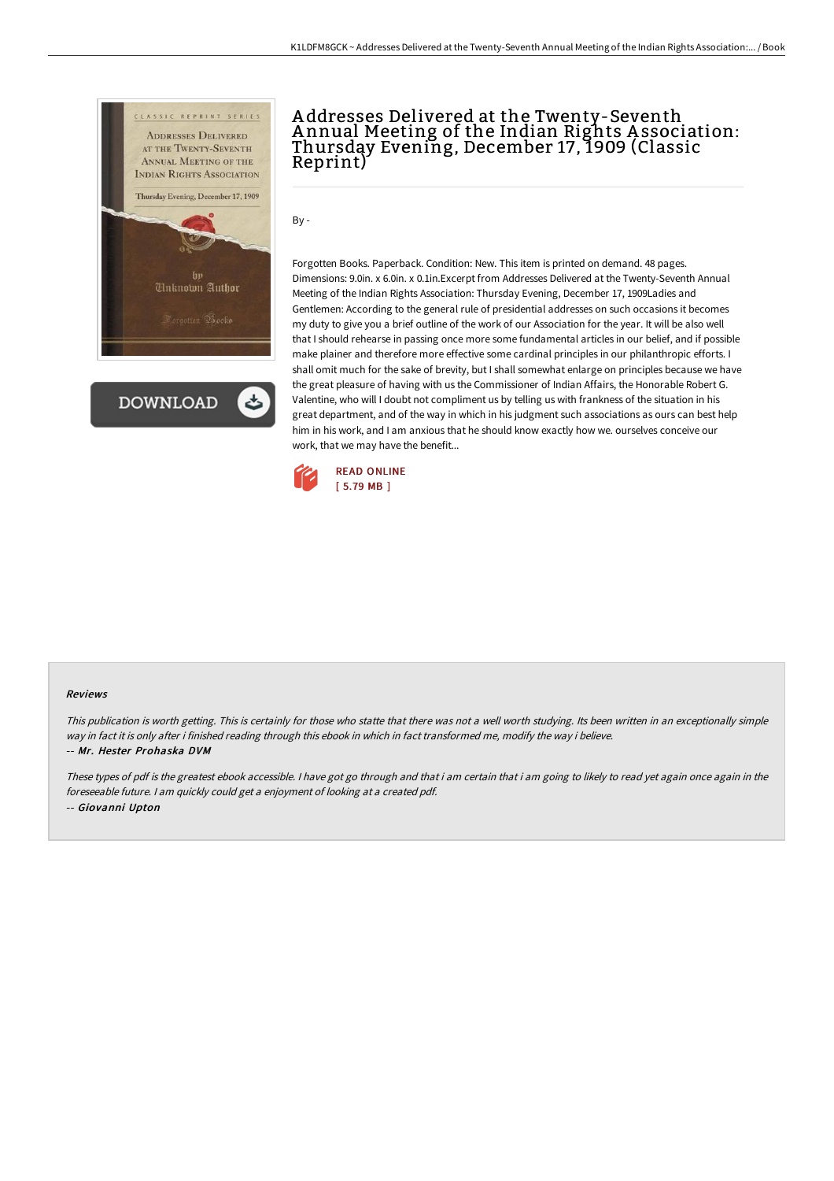# Addresses Delivered at the Twenty-Seventh Annual Meeting of the Indian Rights Association: Thursday Evening, December 17, 1909 (Classic Reprint)

By -

Forgotten Books. Paperback. Condition: New. This item is printed on demand. 48 pages. Dimensions: 9.0in. x 6.0in. x 0.1in.Excerpt from Addresses Delivered at the Twenty-Seventh Annual Meeting of the Indian Rights Association: Thursday Evening, December 17, 1909Ladies and Gentlemen: According to the general rule of presidential addresses on such occasions it becomes my duty to give you a brief outline of the work of our Association for the year. It will be also well that I should rehearse in passing once more some fundamental articles in our belief, and if possible make plainer and therefore more effective some cardinal principles in our philanthropic efforts. I shall omit much for the sake of brevity, but I shall somewhat enlarge on principles because we have the great pleasure of having with us the Commissioner of Indian Affairs, the Honorable Robert G. Valentine, who will I doubt not compliment us by telling us with frankness of the situation in his great department, and of the way in which in his judgment such associations as ours can best help him in his work, and I am anxious that he should know exactly how we. ourselves conceive our work, that we may have the benefit...

READ ONLINE
[ 5.79 MB ]

#### Reviews

*This publication is worth getting. This is certainly for those who statte that there was not a well worth studying. Its been written in an exceptionally simple way in fact it is only after i finished reading through this ebook in which in fact transformed me, modify the way i believe.*

*-- Mr. Hester Prohaska DVM*

*These types of pdf is the greatest ebook accessible. I have got go through and that i am certain that i am going to likely to read yet again once again in the foreseeable future. I am quickly could get a enjoyment of looking at a created pdf.*

*-- Giovanni Upton*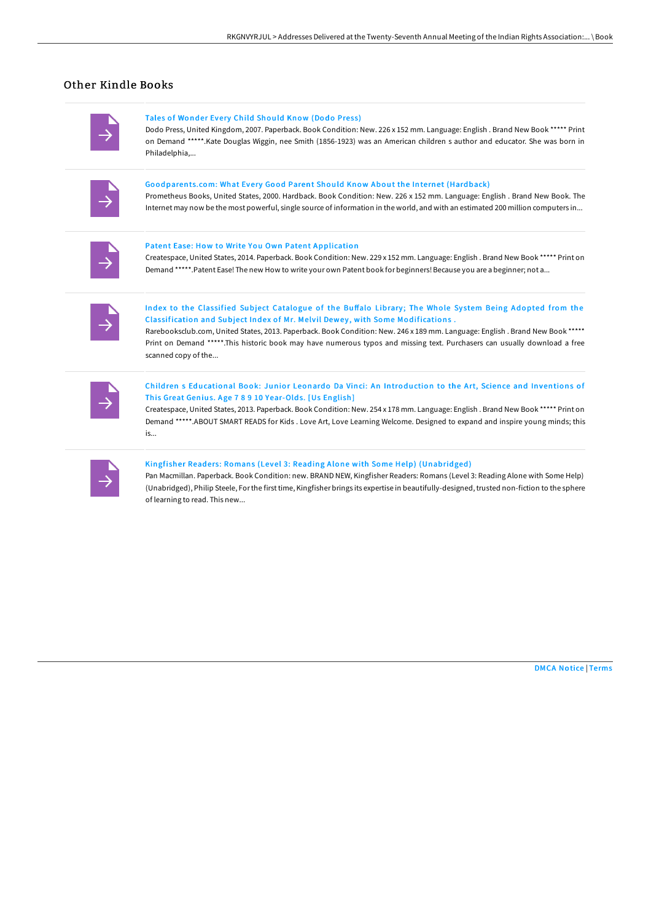## Other Kindle Books

**Tales of Wonder Every Child Should Know (Dodo Press)**

Dodo Press, United Kingdom, 2007. Paperback. Book Condition: New. 226 x 152 mm. Language: English . Brand New Book ***** Print on Demand *****.Kate Douglas Wiggin, nee Smith (1856-1923) was an American children s author and educator. She was born in Philadelphia,...

**Goodparents.com: What Every Good Parent Should Know About the Internet (Hardback)**

Prometheus Books, United States, 2000. Hardback. Book Condition: New. 226 x 152 mm. Language: English . Brand New Book. The Internet may now be the most powerful, single source of information in the world, and with an estimated 200 million computers in...

**Patent Ease: How to Write You Own Patent Application**

Createspace, United States, 2014. Paperback. Book Condition: New. 229 x 152 mm. Language: English . Brand New Book ***** Print on Demand *****.Patent Ease! The new How to write your own Patent book for beginners! Because you are a beginner; not a...

**Index to the Classified Subject Catalogue of the Buffalo Library; The Whole System Being Adopted from the Classification and Subject Index of Mr. Melvil Dewey, with Some Modifications .**

Rarebooksclub.com, United States, 2013. Paperback. Book Condition: New. 246 x 189 mm. Language: English . Brand New Book ***** Print on Demand *****.This historic book may have numerous typos and missing text. Purchasers can usually download a free scanned copy of the...

**Children s Educational Book: Junior Leonardo Da Vinci: An Introduction to the Art, Science and Inventions of This Great Genius. Age 7 8 9 10 Year-Olds. [Us English]**

Createspace, United States, 2013. Paperback. Book Condition: New. 254 x 178 mm. Language: English . Brand New Book ***** Print on Demand *****.ABOUT SMART READS for Kids . Love Art, Love Learning Welcome. Designed to expand and inspire young minds; this is...

**Kingfisher Readers: Romans (Level 3: Reading Alone with Some Help) (Unabridged)**

Pan Macmillan. Paperback. Book Condition: new. BRAND NEW, Kingfisher Readers: Romans (Level 3: Reading Alone with Some Help) (Unabridged), Philip Steele, For the first time, Kingfisher brings its expertise in beautifully-designed, trusted non-fiction to the sphere of learning to read. This new...